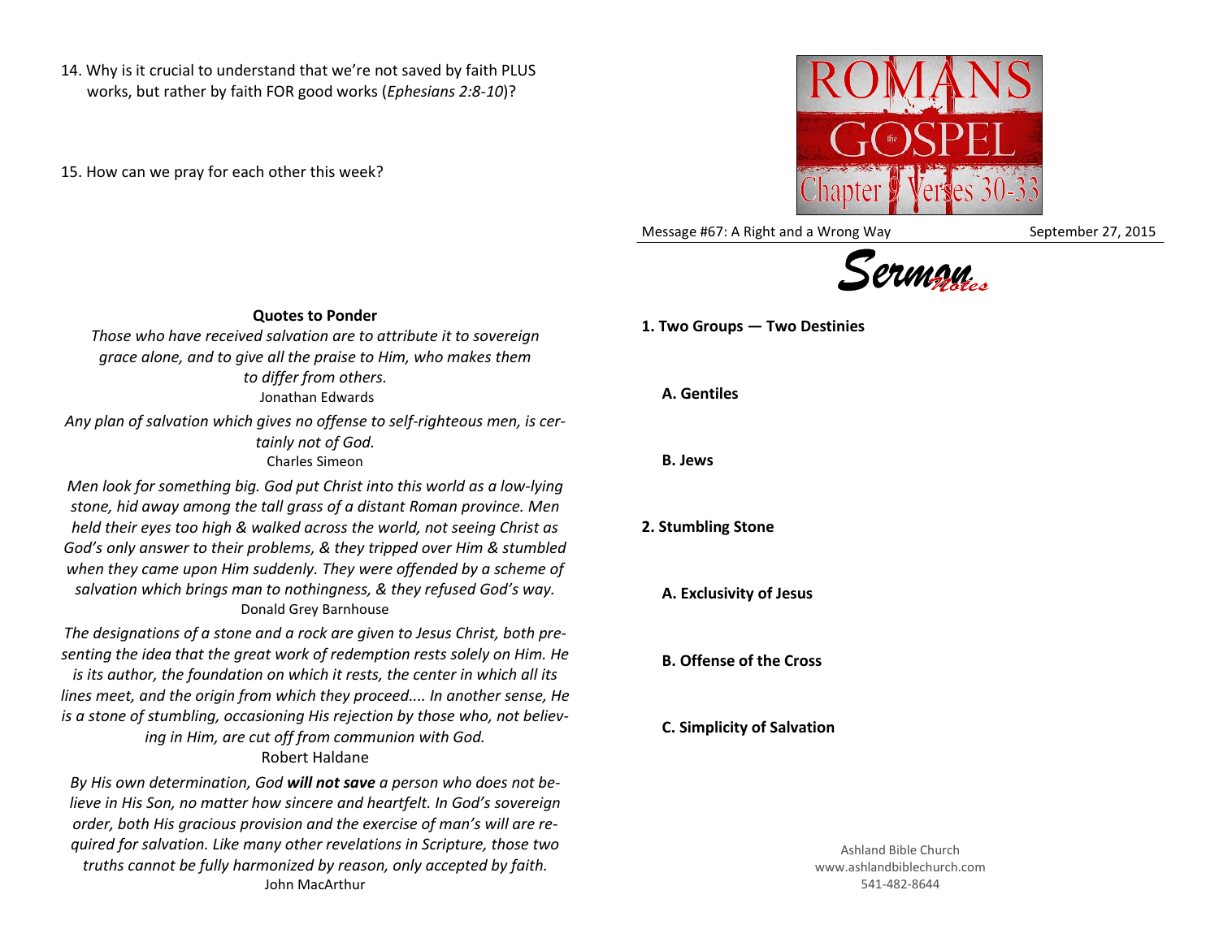14. Why is it crucial to understand that we're not saved by faith PLUS works, but rather by faith FOR good works (*Ephesians 2:8-10*)?

15. How can we pray for each other this week?

**Quotes to Ponder**

*Those who have received salvation are to attribute it to sovereign grace alone, and to give all the praise to Him, who makes them to differ from others.*
Jonathan Edwards

*Any plan of salvation which gives no offense to self-righteous men, is certainly not of God.*
Charles Simeon

*Men look for something big. God put Christ into this world as a low-lying stone, hid away among the tall grass of a distant Roman province. Men held their eyes too high & walked across the world, not seeing Christ as God's only answer to their problems, & they tripped over Him & stumbled when they came upon Him suddenly. They were offended by a scheme of salvation which brings man to nothingness, & they refused God's way.*
Donald Grey Barnhouse

*The designations of a stone and a rock are given to Jesus Christ, both presenting the idea that the great work of redemption rests solely on Him. He is its author, the foundation on which it rests, the center in which all its lines meet, and the origin from which they proceed.... In another sense, He is a stone of stumbling, occasioning His rejection by those who, not believing in Him, are cut off from communion with God.*
Robert Haldane

*By His own determination, God* ***will not save*** *a person who does not believe in His Son, no matter how sincere and heartfelt. In God's sovereign order, both His gracious provision and the exercise of man's will are required for salvation. Like many other revelations in Scripture, those two truths cannot be fully harmonized by reason, only accepted by faith.*
John MacArthur

ROMANS the GOSPEL
Chapter 9 Verses 30-33

Message #67: A Right and a Wrong Way — September 27, 2015

# Sermon Notes

**1. Two Groups — Two Destinies**

**A. Gentiles**

**B. Jews**

**2. Stumbling Stone**

**A. Exclusivity of Jesus**

**B. Offense of the Cross**

**C. Simplicity of Salvation**

Ashland Bible Church
www.ashlandbiblechurch.com
541-482-8644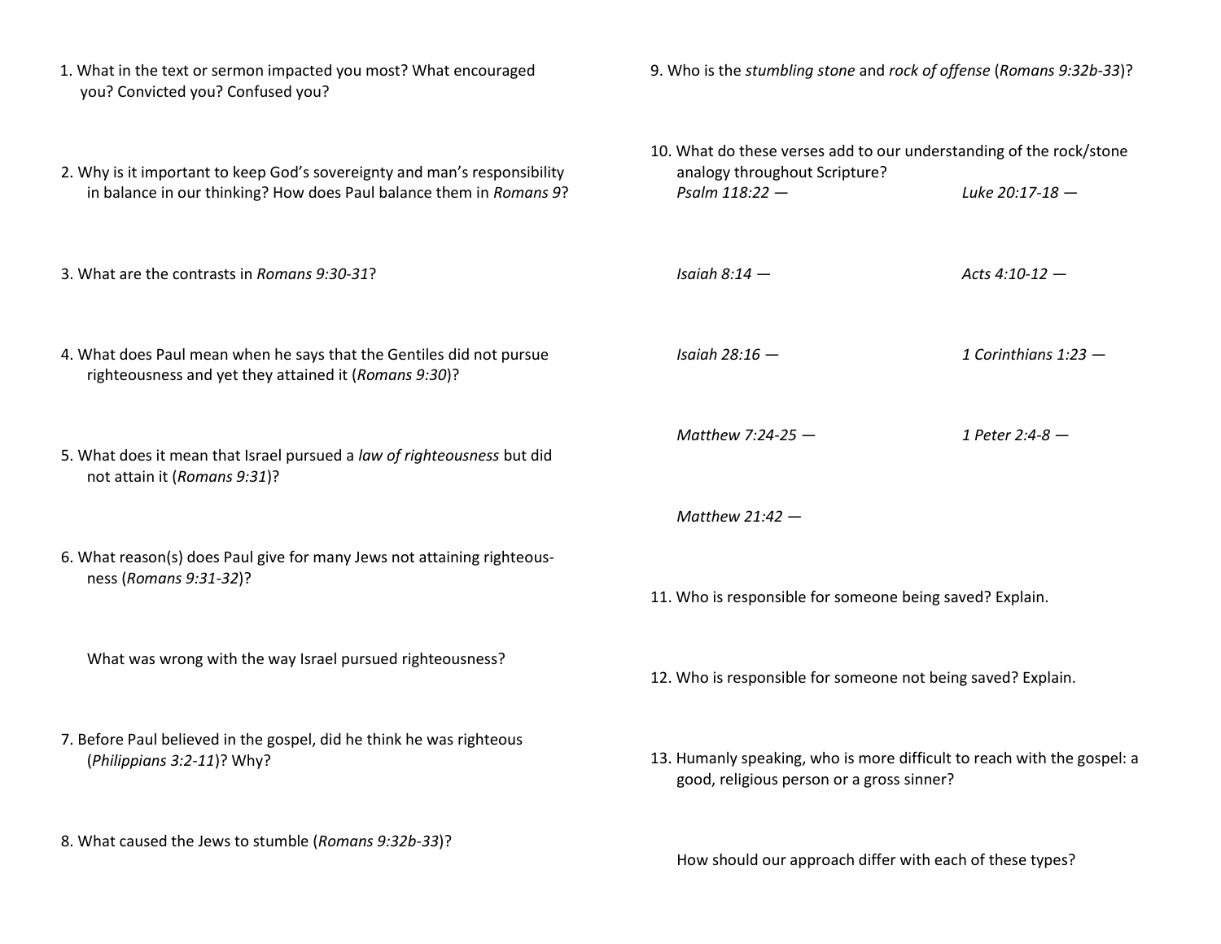1. What in the text or sermon impacted you most? What encouraged you? Convicted you? Confused you?

2. Why is it important to keep God's sovereignty and man's responsibility in balance in our thinking? How does Paul balance them in *Romans 9*?

3. What are the contrasts in *Romans 9:30-31*?

4. What does Paul mean when he says that the Gentiles did not pursue righteousness and yet they attained it (*Romans 9:30*)?

5. What does it mean that Israel pursued a *law of righteousness* but did not attain it (*Romans 9:31*)?

6. What reason(s) does Paul give for many Jews not attaining righteousness (*Romans 9:31-32*)?

   What was wrong with the way Israel pursued righteousness?

7. Before Paul believed in the gospel, did he think he was righteous (*Philippians 3:2-11*)? Why?

8. What caused the Jews to stumble (*Romans 9:32b-33*)?

9. Who is the *stumbling stone* and *rock of offense* (*Romans 9:32b-33*)?

10. What do these verses add to our understanding of the rock/stone analogy throughout Scripture?

    *Psalm 118:22 —*

    *Isaiah 8:14 —*

    *Isaiah 28:16 —*

    *Matthew 7:24-25 —*

    *Matthew 21:42 —*

    *Luke 20:17-18 —*

    *Acts 4:10-12 —*

    *1 Corinthians 1:23 —*

    *1 Peter 2:4-8 —*

11. Who is responsible for someone being saved? Explain.

12. Who is responsible for someone not being saved? Explain.

13. Humanly speaking, who is more difficult to reach with the gospel: a good, religious person or a gross sinner?

    How should our approach differ with each of these types?